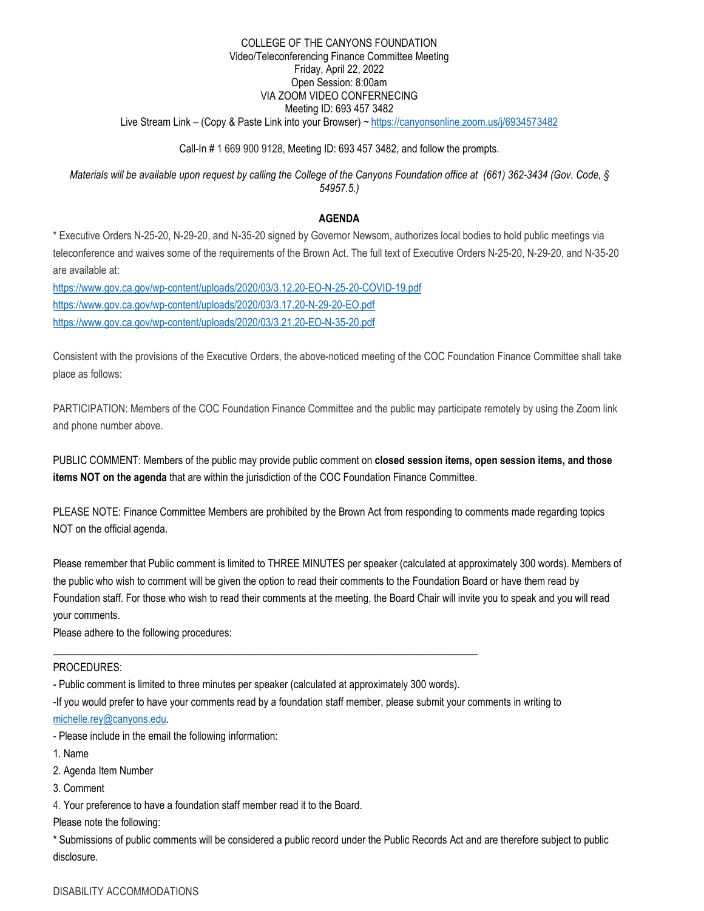COLLEGE OF THE CANYONS FOUNDATION
Video/Teleconferencing Finance Committee Meeting
Friday, April 22, 2022
Open Session: 8:00am
VIA ZOOM VIDEO CONFERENCING
Meeting ID: 693 457 3482
Live Stream Link – (Copy & Paste Link into your Browser) ~ https://canyonsonline.zoom.us/j/6934573482

Call-In # 1 669 900 9128, Meeting ID: 693 457 3482, and follow the prompts.

*Materials will be available upon request by calling the College of the Canyons Foundation office at (661) 362-3434 (Gov. Code, § 54957.5.)*

## AGENDA

* Executive Orders N-25-20, N-29-20, and N-35-20 signed by Governor Newsom, authorizes local bodies to hold public meetings via teleconference and waives some of the requirements of the Brown Act. The full text of Executive Orders N-25-20, N-29-20, and N-35-20 are available at:

https://www.gov.ca.gov/wp-content/uploads/2020/03/3.12.20-EO-N-25-20-COVID-19.pdf
https://www.gov.ca.gov/wp-content/uploads/2020/03/3.17.20-N-29-20-EO.pdf
https://www.gov.ca.gov/wp-content/uploads/2020/03/3.21.20-EO-N-35-20.pdf

Consistent with the provisions of the Executive Orders, the above-noticed meeting of the COC Foundation Finance Committee shall take place as follows:

PARTICIPATION: Members of the COC Foundation Finance Committee and the public may participate remotely by using the Zoom link and phone number above.

PUBLIC COMMENT: Members of the public may provide public comment on **closed session items, open session items, and those items NOT on the agenda** that are within the jurisdiction of the COC Foundation Finance Committee.

PLEASE NOTE: Finance Committee Members are prohibited by the Brown Act from responding to comments made regarding topics NOT on the official agenda.

Please remember that Public comment is limited to THREE MINUTES per speaker (calculated at approximately 300 words). Members of the public who wish to comment will be given the option to read their comments to the Foundation Board or have them read by Foundation staff. For those who wish to read their comments at the meeting, the Board Chair will invite you to speak and you will read your comments.

Please adhere to the following procedures:

---

PROCEDURES:

- Public comment is limited to three minutes per speaker (calculated at approximately 300 words).
- If you would prefer to have your comments read by a foundation staff member, please submit your comments in writing to michelle.rey@canyons.edu.
- Please include in the email the following information:

1. Name
2. Agenda Item Number
3. Comment
4. Your preference to have a foundation staff member read it to the Board.

Please note the following:

* Submissions of public comments will be considered a public record under the Public Records Act and are therefore subject to public disclosure.

DISABILITY ACCOMMODATIONS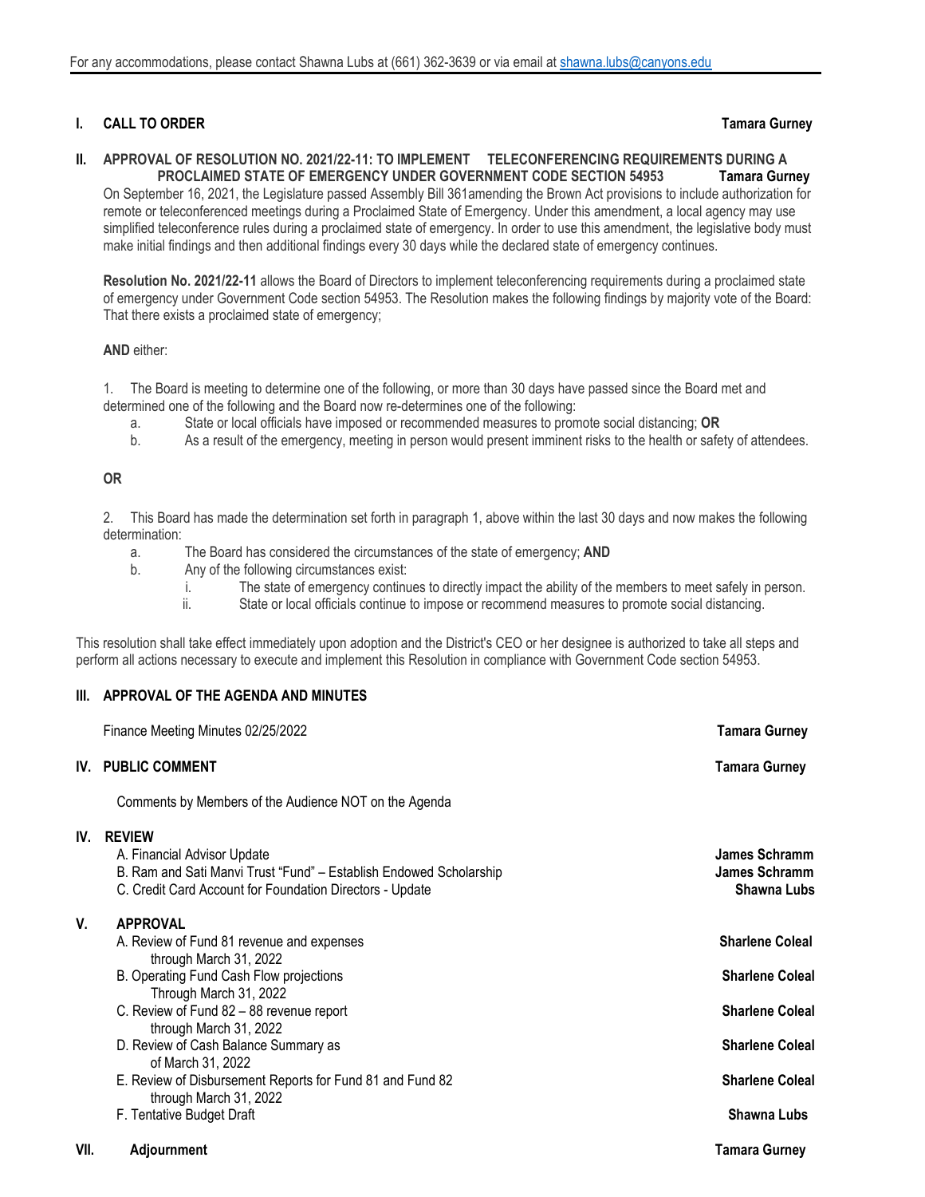For any accommodations, please contact Shawna Lubs at (661) 362-3639 or via email at shawna.lubs@canyons.edu

**I. CALL TO ORDER** **Tamara Gurney**

**II. APPROVAL OF RESOLUTION NO. 2021/22-11: TO IMPLEMENT TELECONFERENCING REQUIREMENTS DURING A PROCLAIMED STATE OF EMERGENCY UNDER GOVERNMENT CODE SECTION 54953** **Tamara Gurney**

On September 16, 2021, the Legislature passed Assembly Bill 361amending the Brown Act provisions to include authorization for remote or teleconferenced meetings during a Proclaimed State of Emergency. Under this amendment, a local agency may use simplified teleconference rules during a proclaimed state of emergency. In order to use this amendment, the legislative body must make initial findings and then additional findings every 30 days while the declared state of emergency continues.

**Resolution No. 2021/22-11** allows the Board of Directors to implement teleconferencing requirements during a proclaimed state of emergency under Government Code section 54953. The Resolution makes the following findings by majority vote of the Board: That there exists a proclaimed state of emergency;

**AND** either:

1. The Board is meeting to determine one of the following, or more than 30 days have passed since the Board met and determined one of the following and the Board now re-determines one of the following:
   a. State or local officials have imposed or recommended measures to promote social distancing; **OR**
   b. As a result of the emergency, meeting in person would present imminent risks to the health or safety of attendees.

**OR**

2. This Board has made the determination set forth in paragraph 1, above within the last 30 days and now makes the following determination:
   a. The Board has considered the circumstances of the state of emergency; **AND**
   b. Any of the following circumstances exist:
      i. The state of emergency continues to directly impact the ability of the members to meet safely in person.
      ii. State or local officials continue to impose or recommend measures to promote social distancing.

This resolution shall take effect immediately upon adoption and the District's CEO or her designee is authorized to take all steps and perform all actions necessary to execute and implement this Resolution in compliance with Government Code section 54953.

**III. APPROVAL OF THE AGENDA AND MINUTES**

Finance Meeting Minutes 02/25/2022 **Tamara Gurney**

**IV. PUBLIC COMMENT** **Tamara Gurney**

Comments by Members of the Audience NOT on the Agenda

**IV. REVIEW**

A. Financial Advisor Update **James Schramm**
B. Ram and Sati Manvi Trust "Fund" – Establish Endowed Scholarship **James Schramm**
C. Credit Card Account for Foundation Directors - Update **Shawna Lubs**

**V. APPROVAL**

A. Review of Fund 81 revenue and expenses through March 31, 2022 **Sharlene Coleal**
B. Operating Fund Cash Flow projections Through March 31, 2022 **Sharlene Coleal**
C. Review of Fund 82 – 88 revenue report through March 31, 2022 **Sharlene Coleal**
D. Review of Cash Balance Summary as of March 31, 2022 **Sharlene Coleal**
E. Review of Disbursement Reports for Fund 81 and Fund 82 through March 31, 2022 **Sharlene Coleal**
F. Tentative Budget Draft **Shawna Lubs**

**VII. Adjournment** **Tamara Gurney**